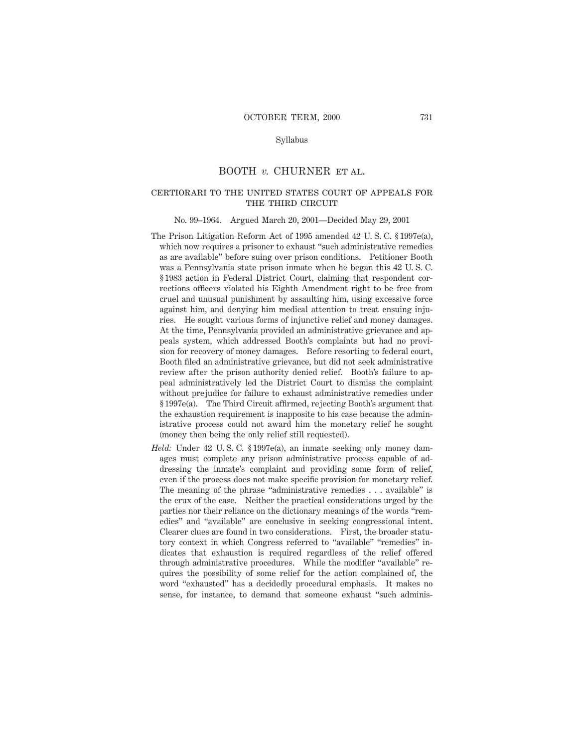Syllabus

# BOOTH *v.* CHURNER ET AL.

## CERTIORARI TO THE UNITED STATES COURT OF APPEALS FOR THE THIRD CIRCUIT

No. 99–1964. Argued March 20, 2001—Decided May 29, 2001

The Prison Litigation Reform Act of 1995 amended 42 U. S. C. § 1997e(a), which now requires a prisoner to exhaust "such administrative remedies as are available" before suing over prison conditions. Petitioner Booth was a Pennsylvania state prison inmate when he began this 42 U. S. C. § 1983 action in Federal District Court, claiming that respondent corrections officers violated his Eighth Amendment right to be free from cruel and unusual punishment by assaulting him, using excessive force against him, and denying him medical attention to treat ensuing injuries. He sought various forms of injunctive relief and money damages. At the time, Pennsylvania provided an administrative grievance and appeals system, which addressed Booth's complaints but had no provision for recovery of money damages. Before resorting to federal court, Booth filed an administrative grievance, but did not seek administrative review after the prison authority denied relief. Booth's failure to appeal administratively led the District Court to dismiss the complaint without prejudice for failure to exhaust administrative remedies under § 1997e(a). The Third Circuit affirmed, rejecting Booth's argument that the exhaustion requirement is inapposite to his case because the administrative process could not award him the monetary relief he sought (money then being the only relief still requested).

*Held:* Under 42 U. S. C. § 1997e(a), an inmate seeking only money damages must complete any prison administrative process capable of addressing the inmate's complaint and providing some form of relief, even if the process does not make specific provision for monetary relief. The meaning of the phrase "administrative remedies . . . available" is the crux of the case. Neither the practical considerations urged by the parties nor their reliance on the dictionary meanings of the words "remedies" and "available" are conclusive in seeking congressional intent. Clearer clues are found in two considerations. First, the broader statutory context in which Congress referred to "available" "remedies" indicates that exhaustion is required regardless of the relief offered through administrative procedures. While the modifier "available" requires the possibility of some relief for the action complained of, the word "exhausted" has a decidedly procedural emphasis. It makes no sense, for instance, to demand that someone exhaust "such adminis-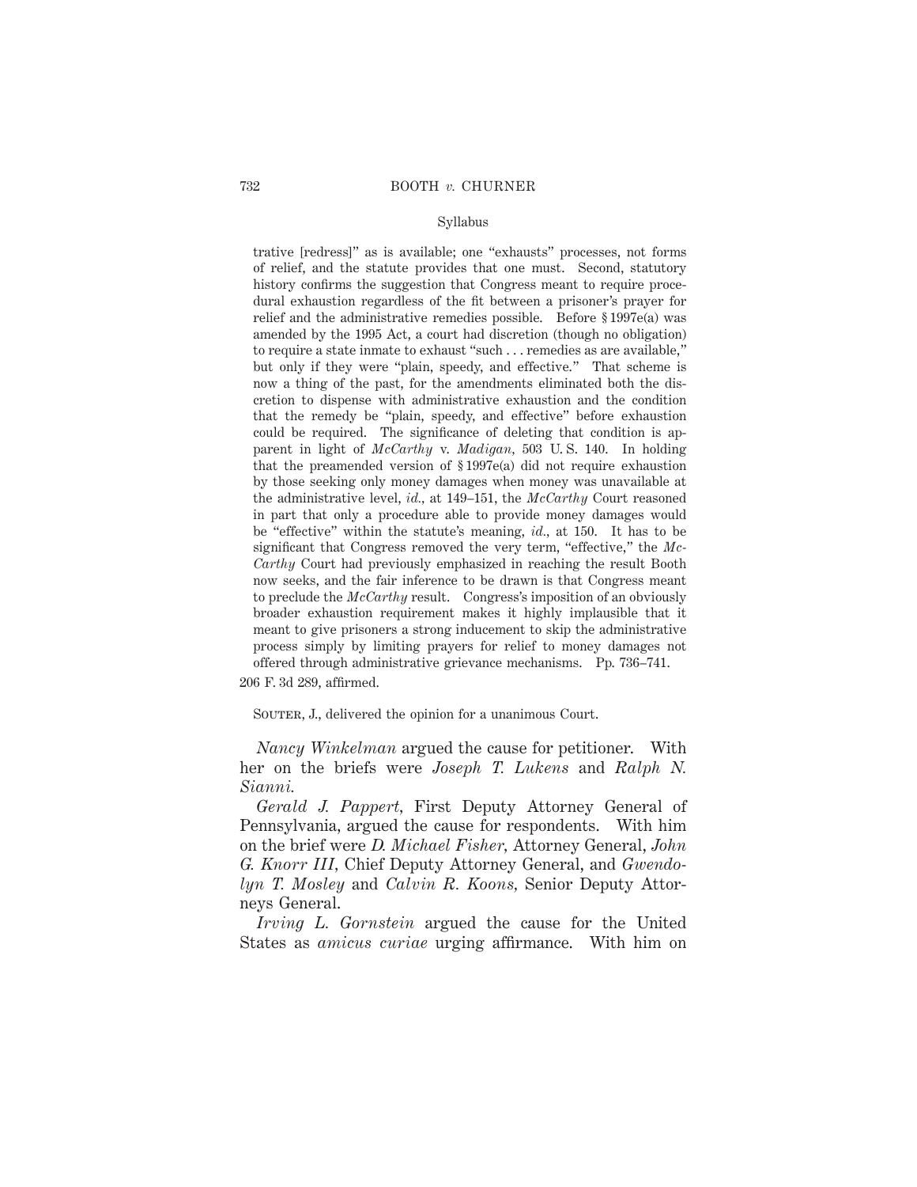trative [redress]" as is available; one "exhausts" processes, not forms of relief, and the statute provides that one must. Second, statutory history confirms the suggestion that Congress meant to require procedural exhaustion regardless of the fit between a prisoner's prayer for relief and the administrative remedies possible. Before § 1997e(a) was amended by the 1995 Act, a court had discretion (though no obligation) to require a state inmate to exhaust "such . . . remedies as are available," but only if they were "plain, speedy, and effective." That scheme is now a thing of the past, for the amendments eliminated both the discretion to dispense with administrative exhaustion and the condition that the remedy be "plain, speedy, and effective" before exhaustion could be required. The significance of deleting that condition is apparent in light of *McCarthy* v. *Madigan*, 503 U. S. 140. In holding that the preamended version of § 1997e(a) did not require exhaustion by those seeking only money damages when money was unavailable at the administrative level, *id.*, at 149–151, the *McCarthy* Court reasoned in part that only a procedure able to provide money damages would be "effective" within the statute's meaning, *id.*, at 150. It has to be significant that Congress removed the very term, "effective," the *McCarthy* Court had previously emphasized in reaching the result Booth now seeks, and the fair inference to be drawn is that Congress meant to preclude the *McCarthy* result. Congress's imposition of an obviously broader exhaustion requirement makes it highly implausible that it meant to give prisoners a strong inducement to skip the administrative process simply by limiting prayers for relief to money damages not offered through administrative grievance mechanisms. Pp. 736–741.

206 F. 3d 289, affirmed.

Souter, J., delivered the opinion for a unanimous Court.

*Nancy Winkelman* argued the cause for petitioner. With her on the briefs were *Joseph T. Lukens* and *Ralph N. Sianni.*

*Gerald J. Pappert*, First Deputy Attorney General of Pennsylvania, argued the cause for respondents. With him on the brief were *D. Michael Fisher*, Attorney General, *John G. Knorr III*, Chief Deputy Attorney General, and *Gwendolyn T. Mosley* and *Calvin R. Koons*, Senior Deputy Attorneys General.

*Irving L. Gornstein* argued the cause for the United States as *amicus curiae* urging affirmance. With him on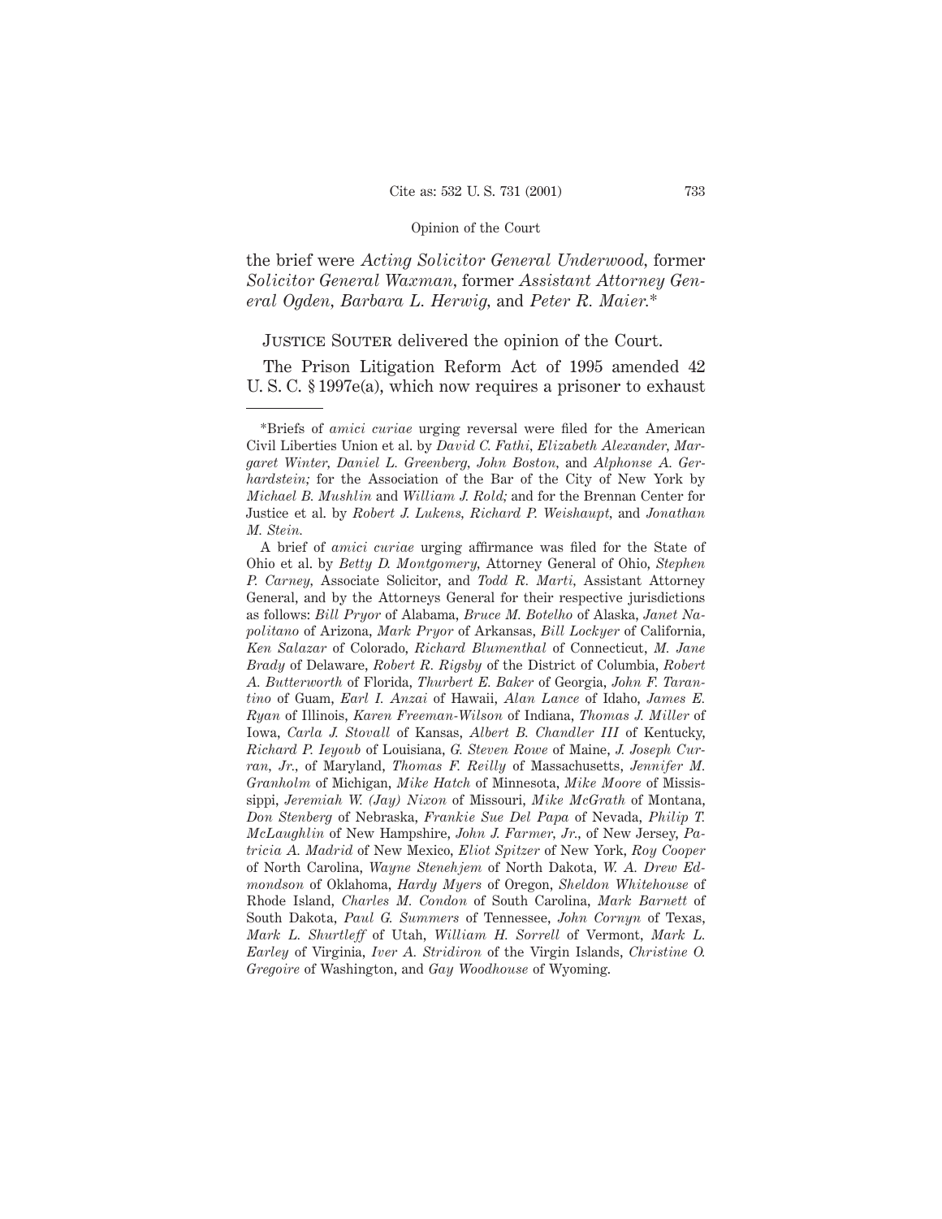the brief were *Acting Solicitor General Underwood*, former *Solicitor General Waxman*, former *Assistant Attorney General Ogden*, *Barbara L. Herwig*, and *Peter R. Maier*.*

Justice Souter delivered the opinion of the Court.

The Prison Litigation Reform Act of 1995 amended 42 U. S. C. § 1997e(a), which now requires a prisoner to exhaust

---

*Briefs of *amici curiae* urging reversal were filed for the American Civil Liberties Union et al. by *David C. Fathi*, *Elizabeth Alexander*, *Margaret Winter*, *Daniel L. Greenberg*, *John Boston*, and *Alphonse A. Gerhardstein;* for the Association of the Bar of the City of New York by *Michael B. Mushlin* and *William J. Rold;* and for the Brennan Center for Justice et al. by *Robert J. Lukens*, *Richard P. Weishaupt*, and *Jonathan M. Stein*.

A brief of *amici curiae* urging affirmance was filed for the State of Ohio et al. by *Betty D. Montgomery*, Attorney General of Ohio, *Stephen P. Carney*, Associate Solicitor, and *Todd R. Marti*, Assistant Attorney General, and by the Attorneys General for their respective jurisdictions as follows: *Bill Pryor* of Alabama, *Bruce M. Botelho* of Alaska, *Janet Napolitano* of Arizona, *Mark Pryor* of Arkansas, *Bill Lockyer* of California, *Ken Salazar* of Colorado, *Richard Blumenthal* of Connecticut, *M. Jane Brady* of Delaware, *Robert R. Rigsby* of the District of Columbia, *Robert A. Butterworth* of Florida, *Thurbert E. Baker* of Georgia, *John F. Tarantino* of Guam, *Earl I. Anzai* of Hawaii, *Alan Lance* of Idaho, *James E. Ryan* of Illinois, *Karen Freeman-Wilson* of Indiana, *Thomas J. Miller* of Iowa, *Carla J. Stovall* of Kansas, *Albert B. Chandler III* of Kentucky, *Richard P. Ieyoub* of Louisiana, *G. Steven Rowe* of Maine, *J. Joseph Curran, Jr.*, of Maryland, *Thomas F. Reilly* of Massachusetts, *Jennifer M. Granholm* of Michigan, *Mike Hatch* of Minnesota, *Mike Moore* of Mississippi, *Jeremiah W. (Jay) Nixon* of Missouri, *Mike McGrath* of Montana, *Don Stenberg* of Nebraska, *Frankie Sue Del Papa* of Nevada, *Philip T. McLaughlin* of New Hampshire, *John J. Farmer, Jr.*, of New Jersey, *Patricia A. Madrid* of New Mexico, *Eliot Spitzer* of New York, *Roy Cooper* of North Carolina, *Wayne Stenehjem* of North Dakota, *W. A. Drew Edmondson* of Oklahoma, *Hardy Myers* of Oregon, *Sheldon Whitehouse* of Rhode Island, *Charles M. Condon* of South Carolina, *Mark Barnett* of South Dakota, *Paul G. Summers* of Tennessee, *John Cornyn* of Texas, *Mark L. Shurtleff* of Utah, *William H. Sorrell* of Vermont, *Mark L. Earley* of Virginia, *Iver A. Stridiron* of the Virgin Islands, *Christine O. Gregoire* of Washington, and *Gay Woodhouse* of Wyoming.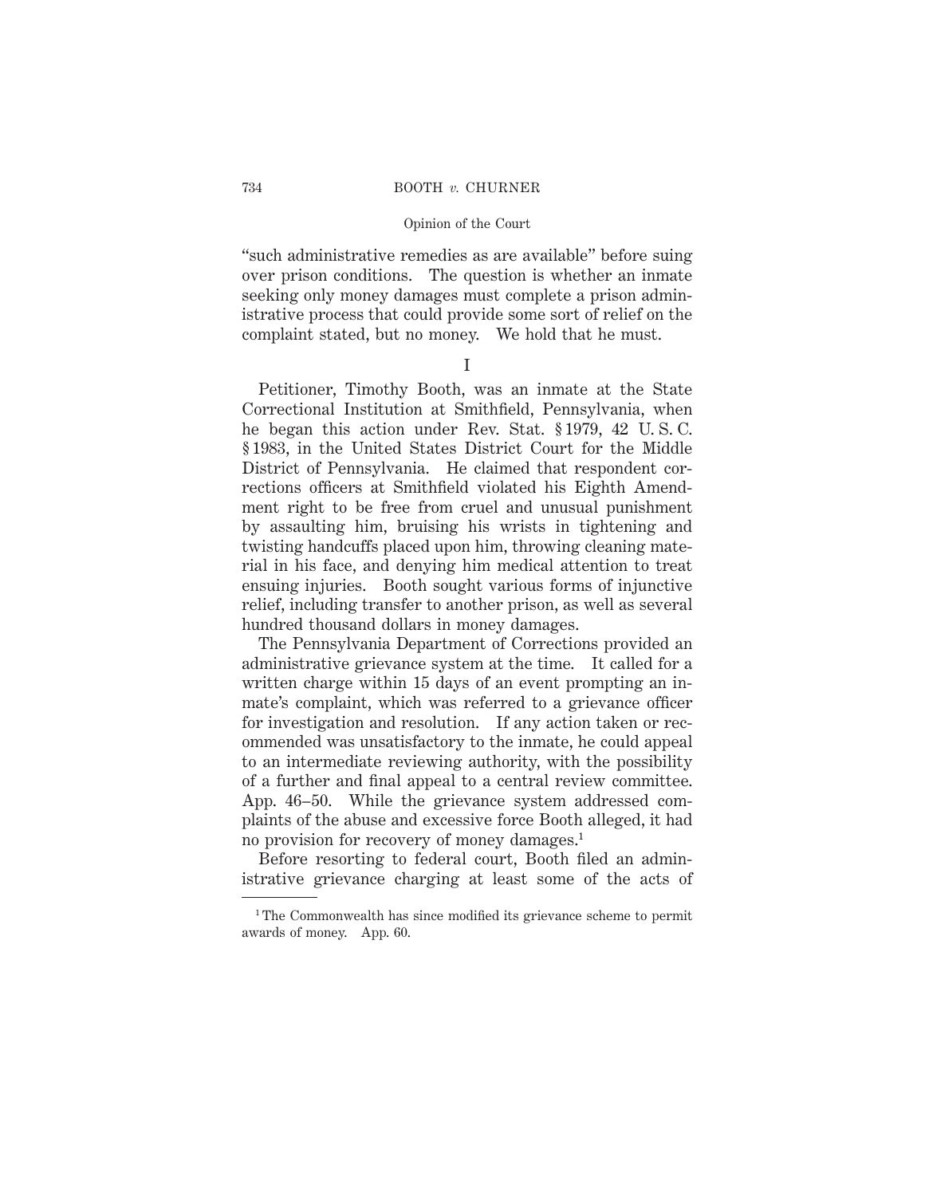"such administrative remedies as are available" before suing over prison conditions. The question is whether an inmate seeking only money damages must complete a prison administrative process that could provide some sort of relief on the complaint stated, but no money. We hold that he must.

## I

Petitioner, Timothy Booth, was an inmate at the State Correctional Institution at Smithfield, Pennsylvania, when he began this action under Rev. Stat. § 1979, 42 U. S. C. § 1983, in the United States District Court for the Middle District of Pennsylvania. He claimed that respondent corrections officers at Smithfield violated his Eighth Amendment right to be free from cruel and unusual punishment by assaulting him, bruising his wrists in tightening and twisting handcuffs placed upon him, throwing cleaning material in his face, and denying him medical attention to treat ensuing injuries. Booth sought various forms of injunctive relief, including transfer to another prison, as well as several hundred thousand dollars in money damages.

The Pennsylvania Department of Corrections provided an administrative grievance system at the time. It called for a written charge within 15 days of an event prompting an inmate's complaint, which was referred to a grievance officer for investigation and resolution. If any action taken or recommended was unsatisfactory to the inmate, he could appeal to an intermediate reviewing authority, with the possibility of a further and final appeal to a central review committee. App. 46–50. While the grievance system addressed complaints of the abuse and excessive force Booth alleged, it had no provision for recovery of money damages.[1]

Before resorting to federal court, Booth filed an administrative grievance charging at least some of the acts of

---

[1] The Commonwealth has since modified its grievance scheme to permit awards of money. App. 60.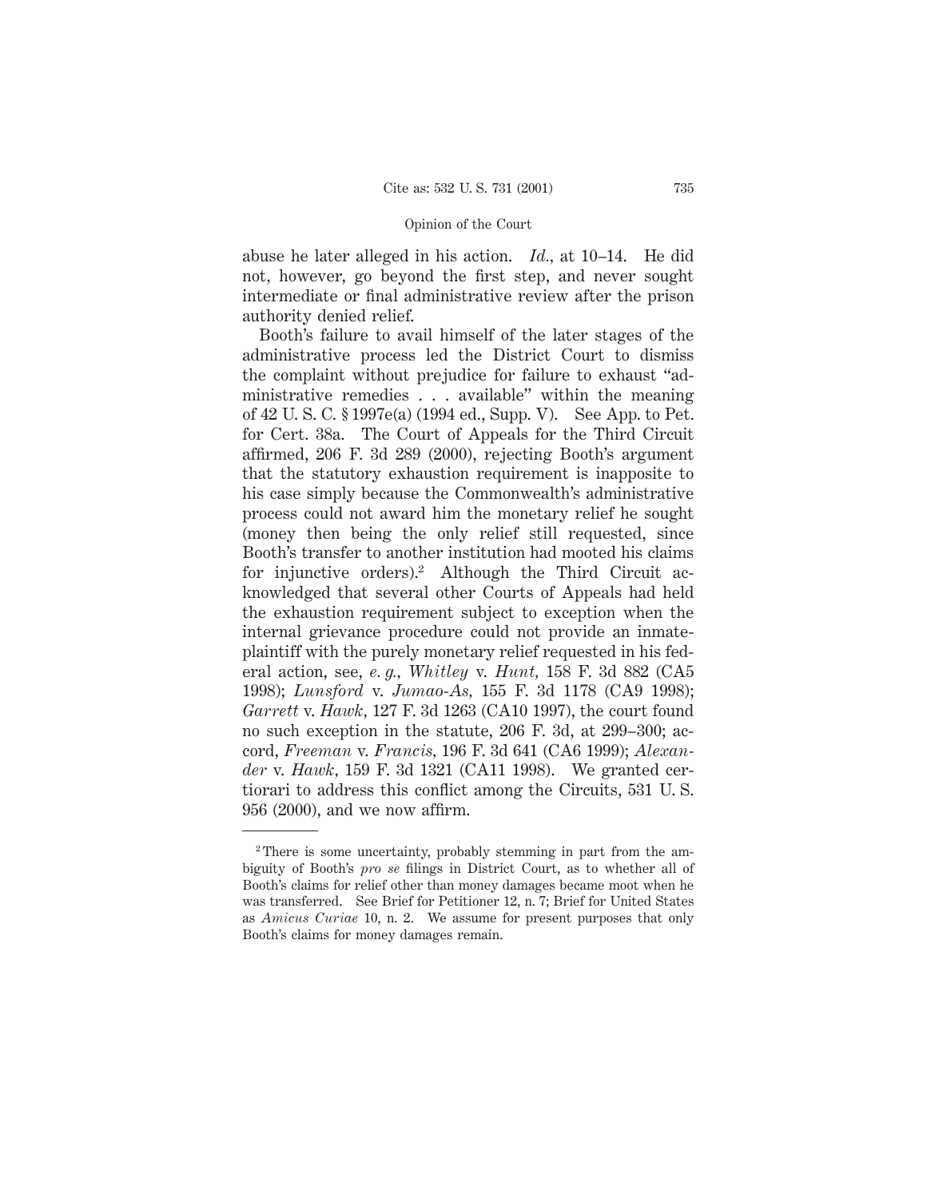abuse he later alleged in his action. *Id.*, at 10–14. He did not, however, go beyond the first step, and never sought intermediate or final administrative review after the prison authority denied relief.

Booth's failure to avail himself of the later stages of the administrative process led the District Court to dismiss the complaint without prejudice for failure to exhaust "administrative remedies . . . available" within the meaning of 42 U. S. C. § 1997e(a) (1994 ed., Supp. V). See App. to Pet. for Cert. 38a. The Court of Appeals for the Third Circuit affirmed, 206 F. 3d 289 (2000), rejecting Booth's argument that the statutory exhaustion requirement is inapposite to his case simply because the Commonwealth's administrative process could not award him the monetary relief he sought (money then being the only relief still requested, since Booth's transfer to another institution had mooted his claims for injunctive orders).[2] Although the Third Circuit acknowledged that several other Courts of Appeals had held the exhaustion requirement subject to exception when the internal grievance procedure could not provide an inmate-plaintiff with the purely monetary relief requested in his federal action, see, *e. g., Whitley* v. *Hunt,* 158 F. 3d 882 (CA5 1998); *Lunsford* v. *Jumao-As,* 155 F. 3d 1178 (CA9 1998); *Garrett* v. *Hawk*, 127 F. 3d 1263 (CA10 1997), the court found no such exception in the statute, 206 F. 3d, at 299–300; accord, *Freeman* v. *Francis*, 196 F. 3d 641 (CA6 1999); *Alexander* v. *Hawk,* 159 F. 3d 1321 (CA11 1998). We granted certiorari to address this conflict among the Circuits, 531 U. S. 956 (2000), and we now affirm.

---

[2] There is some uncertainty, probably stemming in part from the ambiguity of Booth's *pro se* filings in District Court, as to whether all of Booth's claims for relief other than money damages became moot when he was transferred. See Brief for Petitioner 12, n. 7; Brief for United States as *Amicus Curiae* 10, n. 2. We assume for present purposes that only Booth's claims for money damages remain.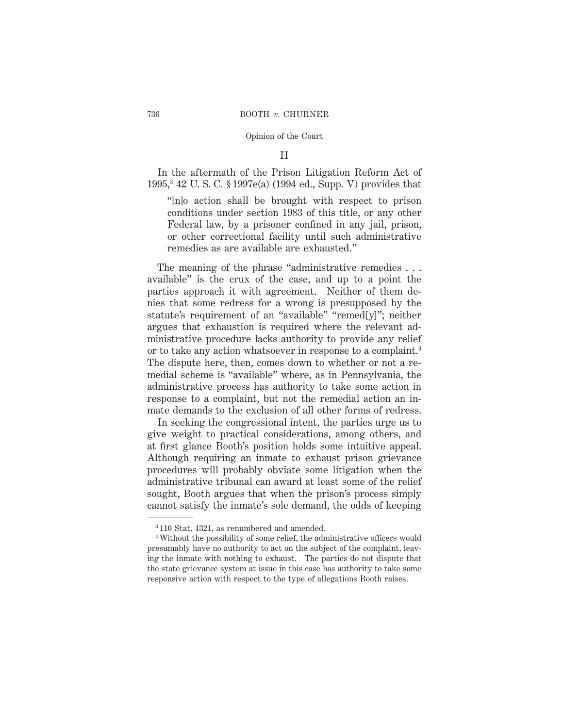## II

In the aftermath of the Prison Litigation Reform Act of 1995,[3] 42 U. S. C. § 1997e(a) (1994 ed., Supp. V) provides that

> "[n]o action shall be brought with respect to prison conditions under section 1983 of this title, or any other Federal law, by a prisoner confined in any jail, prison, or other correctional facility until such administrative remedies as are available are exhausted."

The meaning of the phrase "administrative remedies . . . available" is the crux of the case, and up to a point the parties approach it with agreement. Neither of them denies that some redress for a wrong is presupposed by the statute's requirement of an "available" "remed[y]"; neither argues that exhaustion is required where the relevant administrative procedure lacks authority to provide any relief or to take any action whatsoever in response to a complaint.[4] The dispute here, then, comes down to whether or not a remedial scheme is "available" where, as in Pennsylvania, the administrative process has authority to take some action in response to a complaint, but not the remedial action an inmate demands to the exclusion of all other forms of redress.

In seeking the congressional intent, the parties urge us to give weight to practical considerations, among others, and at first glance Booth's position holds some intuitive appeal. Although requiring an inmate to exhaust prison grievance procedures will probably obviate some litigation when the administrative tribunal can award at least some of the relief sought, Booth argues that when the prison's process simply cannot satisfy the inmate's sole demand, the odds of keeping

---

[3] 110 Stat. 1321, as renumbered and amended.

[4] Without the possibility of some relief, the administrative officers would presumably have no authority to act on the subject of the complaint, leaving the inmate with nothing to exhaust. The parties do not dispute that the state grievance system at issue in this case has authority to take some responsive action with respect to the type of allegations Booth raises.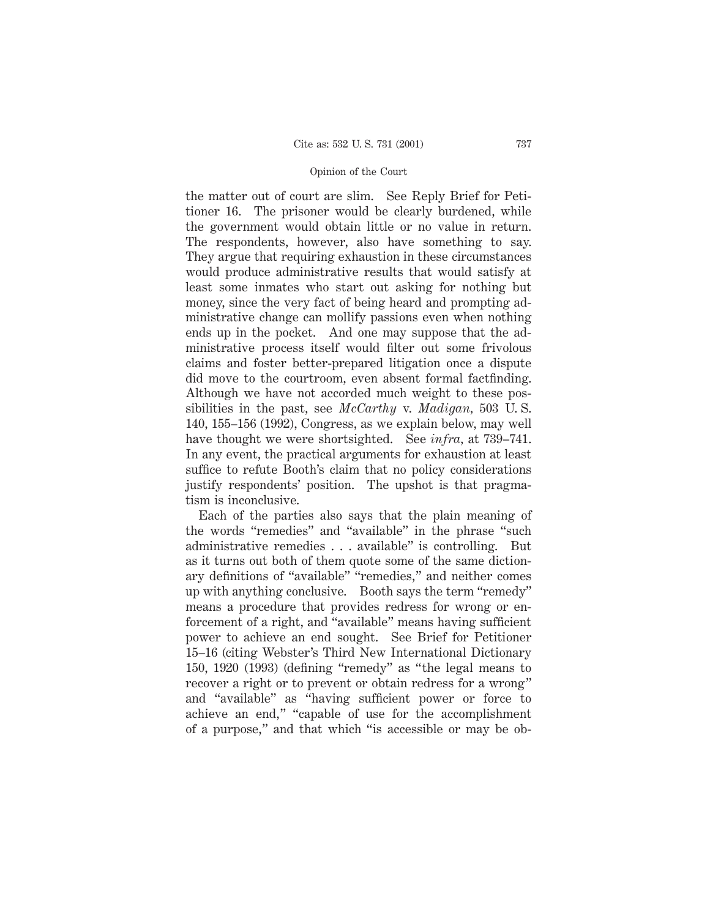the matter out of court are slim. See Reply Brief for Petitioner 16. The prisoner would be clearly burdened, while the government would obtain little or no value in return. The respondents, however, also have something to say. They argue that requiring exhaustion in these circumstances would produce administrative results that would satisfy at least some inmates who start out asking for nothing but money, since the very fact of being heard and prompting administrative change can mollify passions even when nothing ends up in the pocket. And one may suppose that the administrative process itself would filter out some frivolous claims and foster better-prepared litigation once a dispute did move to the courtroom, even absent formal factfinding. Although we have not accorded much weight to these possibilities in the past, see *McCarthy* v. *Madigan*, 503 U. S. 140, 155–156 (1992), Congress, as we explain below, may well have thought we were shortsighted. See *infra*, at 739–741. In any event, the practical arguments for exhaustion at least suffice to refute Booth's claim that no policy considerations justify respondents' position. The upshot is that pragmatism is inconclusive.

Each of the parties also says that the plain meaning of the words "remedies" and "available" in the phrase "such administrative remedies . . . available" is controlling. But as it turns out both of them quote some of the same dictionary definitions of "available" "remedies," and neither comes up with anything conclusive. Booth says the term "remedy" means a procedure that provides redress for wrong or enforcement of a right, and "available" means having sufficient power to achieve an end sought. See Brief for Petitioner 15–16 (citing Webster's Third New International Dictionary 150, 1920 (1993) (defining "remedy" as "the legal means to recover a right or to prevent or obtain redress for a wrong" and "available" as "having sufficient power or force to achieve an end," "capable of use for the accomplishment of a purpose," and that which "is accessible or may be ob-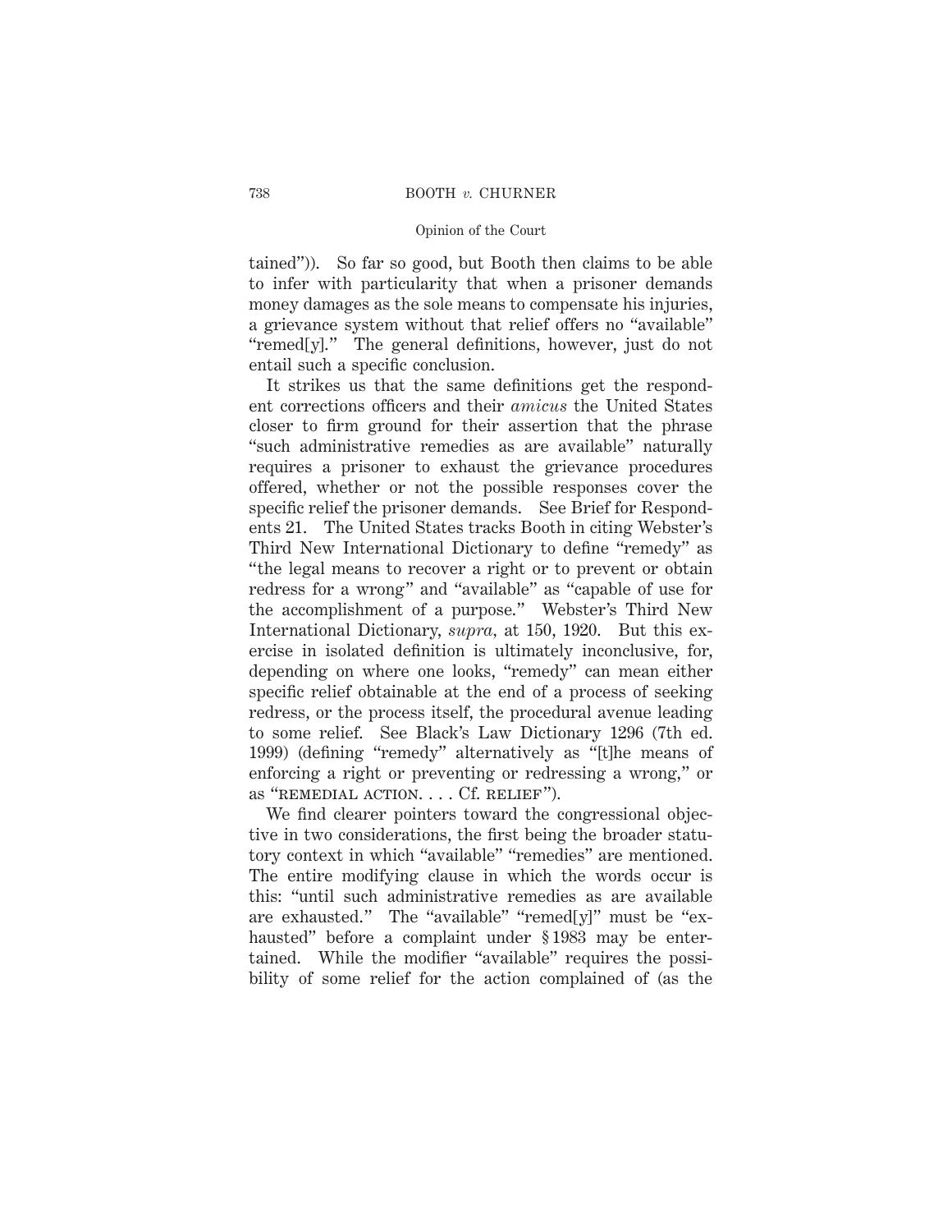tained")). So far so good, but Booth then claims to be able to infer with particularity that when a prisoner demands money damages as the sole means to compensate his injuries, a grievance system without that relief offers no "available" "remed[y]." The general definitions, however, just do not entail such a specific conclusion.

It strikes us that the same definitions get the respondent corrections officers and their *amicus* the United States closer to firm ground for their assertion that the phrase "such administrative remedies as are available" naturally requires a prisoner to exhaust the grievance procedures offered, whether or not the possible responses cover the specific relief the prisoner demands. See Brief for Respondents 21. The United States tracks Booth in citing Webster's Third New International Dictionary to define "remedy" as "the legal means to recover a right or to prevent or obtain redress for a wrong" and "available" as "capable of use for the accomplishment of a purpose." Webster's Third New International Dictionary, *supra*, at 150, 1920. But this exercise in isolated definition is ultimately inconclusive, for, depending on where one looks, "remedy" can mean either specific relief obtainable at the end of a process of seeking redress, or the process itself, the procedural avenue leading to some relief. See Black's Law Dictionary 1296 (7th ed. 1999) (defining "remedy" alternatively as "[t]he means of enforcing a right or preventing or redressing a wrong," or as "REMEDIAL ACTION. . . . Cf. RELIEF").

We find clearer pointers toward the congressional objective in two considerations, the first being the broader statutory context in which "available" "remedies" are mentioned. The entire modifying clause in which the words occur is this: "until such administrative remedies as are available are exhausted." The "available" "remed[y]" must be "exhausted" before a complaint under § 1983 may be entertained. While the modifier "available" requires the possibility of some relief for the action complained of (as the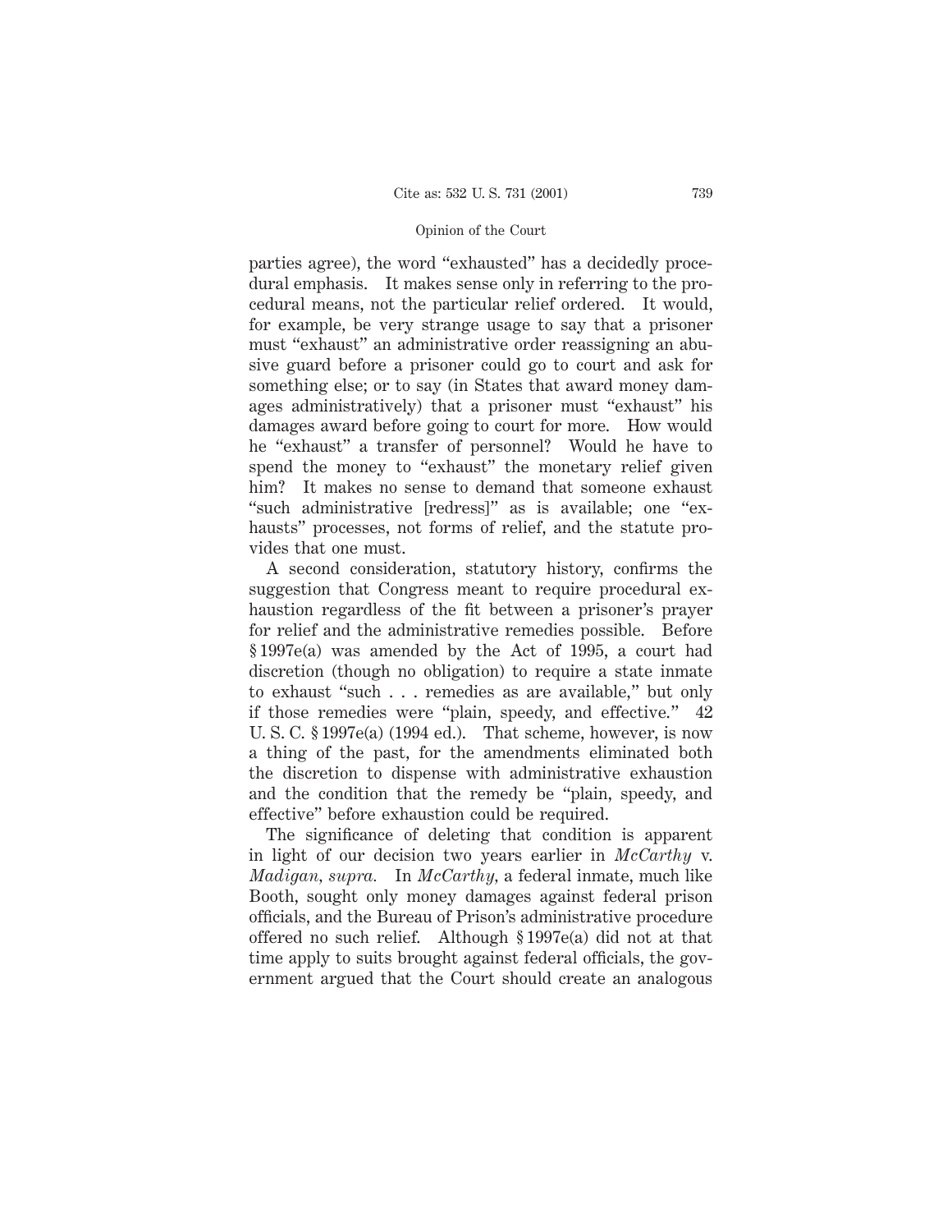parties agree), the word "exhausted" has a decidedly procedural emphasis. It makes sense only in referring to the procedural means, not the particular relief ordered. It would, for example, be very strange usage to say that a prisoner must "exhaust" an administrative order reassigning an abusive guard before a prisoner could go to court and ask for something else; or to say (in States that award money damages administratively) that a prisoner must "exhaust" his damages award before going to court for more. How would he "exhaust" a transfer of personnel? Would he have to spend the money to "exhaust" the monetary relief given him? It makes no sense to demand that someone exhaust "such administrative [redress]" as is available; one "exhausts" processes, not forms of relief, and the statute provides that one must.

A second consideration, statutory history, confirms the suggestion that Congress meant to require procedural exhaustion regardless of the fit between a prisoner's prayer for relief and the administrative remedies possible. Before § 1997e(a) was amended by the Act of 1995, a court had discretion (though no obligation) to require a state inmate to exhaust "such . . . remedies as are available," but only if those remedies were "plain, speedy, and effective." 42 U. S. C. § 1997e(a) (1994 ed.). That scheme, however, is now a thing of the past, for the amendments eliminated both the discretion to dispense with administrative exhaustion and the condition that the remedy be "plain, speedy, and effective" before exhaustion could be required.

The significance of deleting that condition is apparent in light of our decision two years earlier in *McCarthy* v. *Madigan, supra.* In *McCarthy*, a federal inmate, much like Booth, sought only money damages against federal prison officials, and the Bureau of Prison's administrative procedure offered no such relief. Although § 1997e(a) did not at that time apply to suits brought against federal officials, the government argued that the Court should create an analogous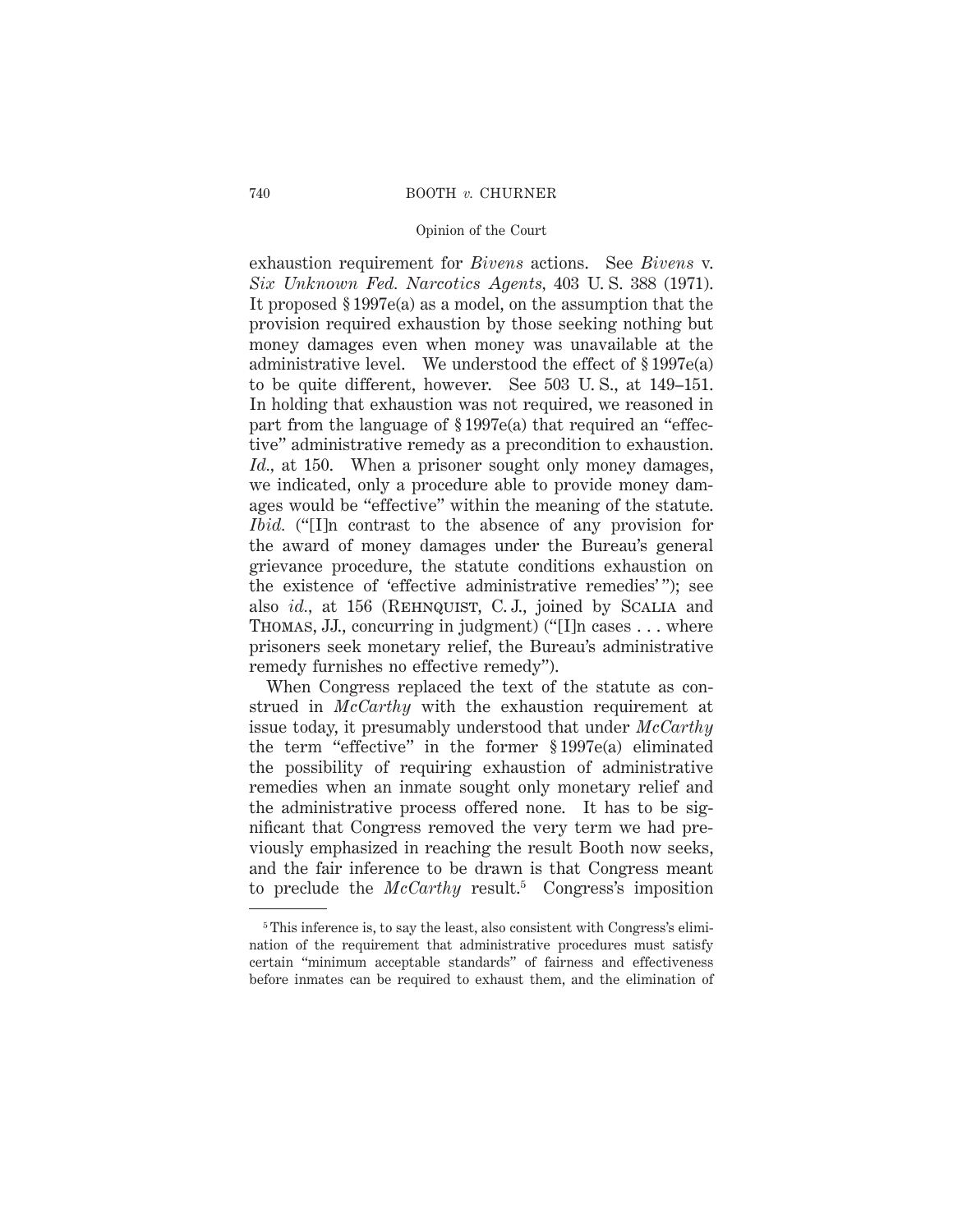exhaustion requirement for *Bivens* actions. See *Bivens* v. *Six Unknown Fed. Narcotics Agents*, 403 U. S. 388 (1971). It proposed § 1997e(a) as a model, on the assumption that the provision required exhaustion by those seeking nothing but money damages even when money was unavailable at the administrative level. We understood the effect of § 1997e(a) to be quite different, however. See 503 U. S., at 149–151. In holding that exhaustion was not required, we reasoned in part from the language of § 1997e(a) that required an "effective" administrative remedy as a precondition to exhaustion. *Id.*, at 150. When a prisoner sought only money damages, we indicated, only a procedure able to provide money damages would be "effective" within the meaning of the statute. *Ibid.* ("[I]n contrast to the absence of any provision for the award of money damages under the Bureau's general grievance procedure, the statute conditions exhaustion on the existence of 'effective administrative remedies' "); see also *id.*, at 156 (Rehnquist, C. J., joined by Scalia and Thomas, JJ., concurring in judgment) ("[I]n cases . . . where prisoners seek monetary relief, the Bureau's administrative remedy furnishes no effective remedy").

When Congress replaced the text of the statute as construed in *McCarthy* with the exhaustion requirement at issue today, it presumably understood that under *McCarthy* the term "effective" in the former § 1997e(a) eliminated the possibility of requiring exhaustion of administrative remedies when an inmate sought only monetary relief and the administrative process offered none. It has to be significant that Congress removed the very term we had previously emphasized in reaching the result Booth now seeks, and the fair inference to be drawn is that Congress meant to preclude the *McCarthy* result.[5] Congress's imposition

---

[5] This inference is, to say the least, also consistent with Congress's elimination of the requirement that administrative procedures must satisfy certain "minimum acceptable standards" of fairness and effectiveness before inmates can be required to exhaust them, and the elimination of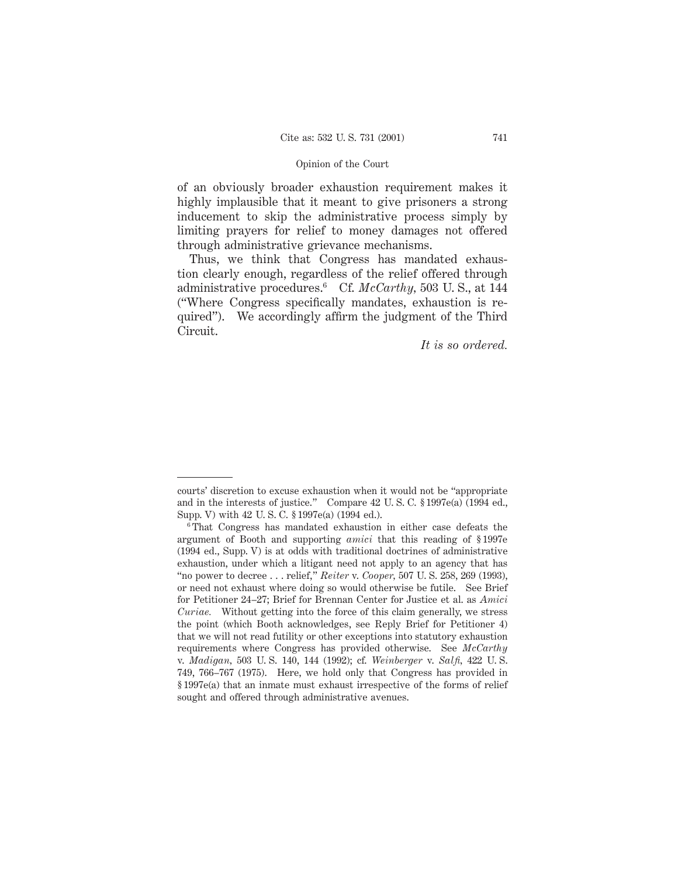of an obviously broader exhaustion requirement makes it highly implausible that it meant to give prisoners a strong inducement to skip the administrative process simply by limiting prayers for relief to money damages not offered through administrative grievance mechanisms.

Thus, we think that Congress has mandated exhaustion clearly enough, regardless of the relief offered through administrative procedures.[6] Cf. *McCarthy*, 503 U. S., at 144 ("Where Congress specifically mandates, exhaustion is required"). We accordingly affirm the judgment of the Third Circuit.

*It is so ordered.*

---

courts' discretion to excuse exhaustion when it would not be "appropriate and in the interests of justice." Compare 42 U. S. C. § 1997e(a) (1994 ed., Supp. V) with 42 U. S. C. § 1997e(a) (1994 ed.).

[6] That Congress has mandated exhaustion in either case defeats the argument of Booth and supporting *amici* that this reading of § 1997e (1994 ed., Supp. V) is at odds with traditional doctrines of administrative exhaustion, under which a litigant need not apply to an agency that has "no power to decree . . . relief," *Reiter* v. *Cooper*, 507 U. S. 258, 269 (1993), or need not exhaust where doing so would otherwise be futile. See Brief for Petitioner 24–27; Brief for Brennan Center for Justice et al. as *Amici Curiae.* Without getting into the force of this claim generally, we stress the point (which Booth acknowledges, see Reply Brief for Petitioner 4) that we will not read futility or other exceptions into statutory exhaustion requirements where Congress has provided otherwise. See *McCarthy* v. *Madigan*, 503 U. S. 140, 144 (1992); cf. *Weinberger* v. *Salfi*, 422 U. S. 749, 766–767 (1975). Here, we hold only that Congress has provided in § 1997e(a) that an inmate must exhaust irrespective of the forms of relief sought and offered through administrative avenues.